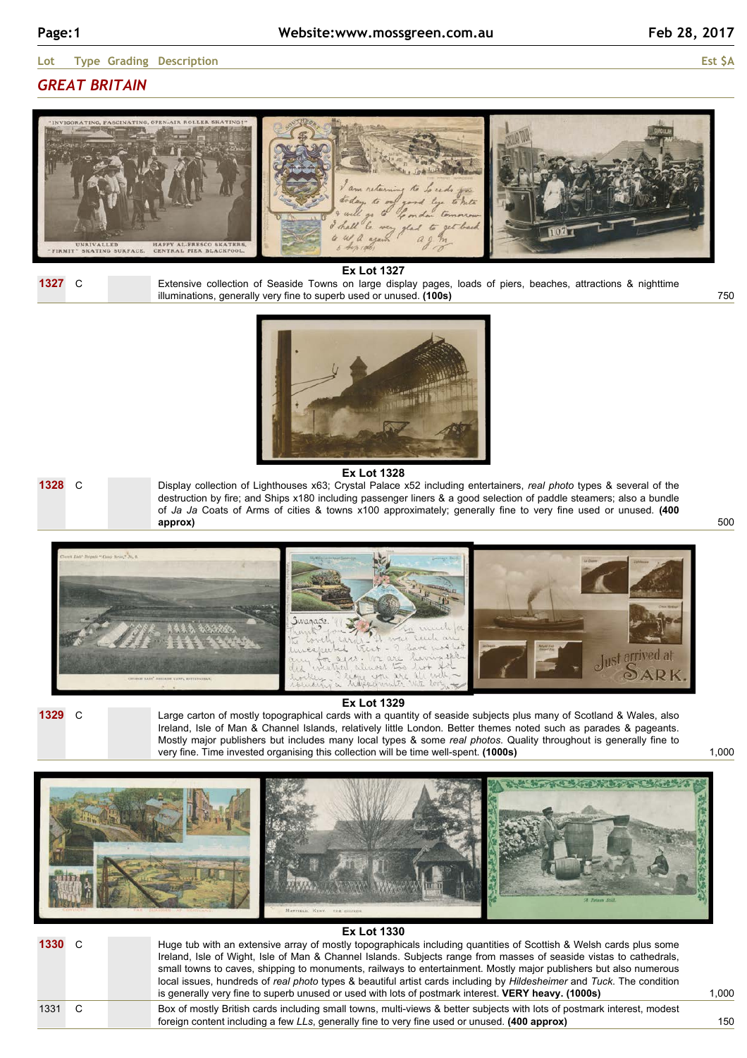| Lot | Type | Grading | Description | Est $A |
|---|---|---|---|---|

## GREAT BRITAIN

Ex Lot 1327

| Lot | Type | Grading | Description | Est $A |
|---|---|---|---|---|
| **1327** | C | | Extensive collection of Seaside Towns on large display pages, loads of piers, beaches, attractions & nighttime illuminations, generally very fine to superb used or unused. **(100s)** | 750 |

Ex Lot 1328

| Lot | Type | Grading | Description | Est $A |
|---|---|---|---|---|
| **1328** | C | | Display collection of Lighthouses x63; Crystal Palace x52 including entertainers, *real photo* types & several of the destruction by fire; and Ships x180 including passenger liners & a good selection of paddle steamers; also a bundle of *Ja Ja* Coats of Arms of cities & towns x100 approximately; generally fine to very fine used or unused. **(400 approx)** | 500 |

Ex Lot 1329

| Lot | Type | Grading | Description | Est $A |
|---|---|---|---|---|
| **1329** | C | | Large carton of mostly topographical cards with a quantity of seaside subjects plus many of Scotland & Wales, also Ireland, Isle of Man & Channel Islands, relatively little London. Better themes noted such as parades & pageants. Mostly major publishers but includes many local types & some *real photos*. Quality throughout is generally fine to very fine. Time invested organising this collection will be time well-spent. **(1000s)** | 1,000 |

Ex Lot 1330

| Lot | Type | Grading | Description | Est $A |
|---|---|---|---|---|
| **1330** | C | | Huge tub with an extensive array of mostly topographicals including quantities of Scottish & Welsh cards plus some Ireland, Isle of Wight, Isle of Man & Channel Islands. Subjects range from masses of seaside vistas to cathedrals, small towns to caves, shipping to monuments, railways to entertainment. Mostly major publishers but also numerous local issues, hundreds of *real photo* types & beautiful artist cards including by *Hildesheimer* and *Tuck*. The condition is generally very fine to superb unused or used with lots of postmark interest. **VERY heavy. (1000s)** | 1,000 |
| 1331 | C | | Box of mostly British cards including small towns, multi-views & better subjects with lots of postmark interest, modest foreign content including a few *LLs*, generally fine to very fine used or unused. **(400 approx)** | 150 |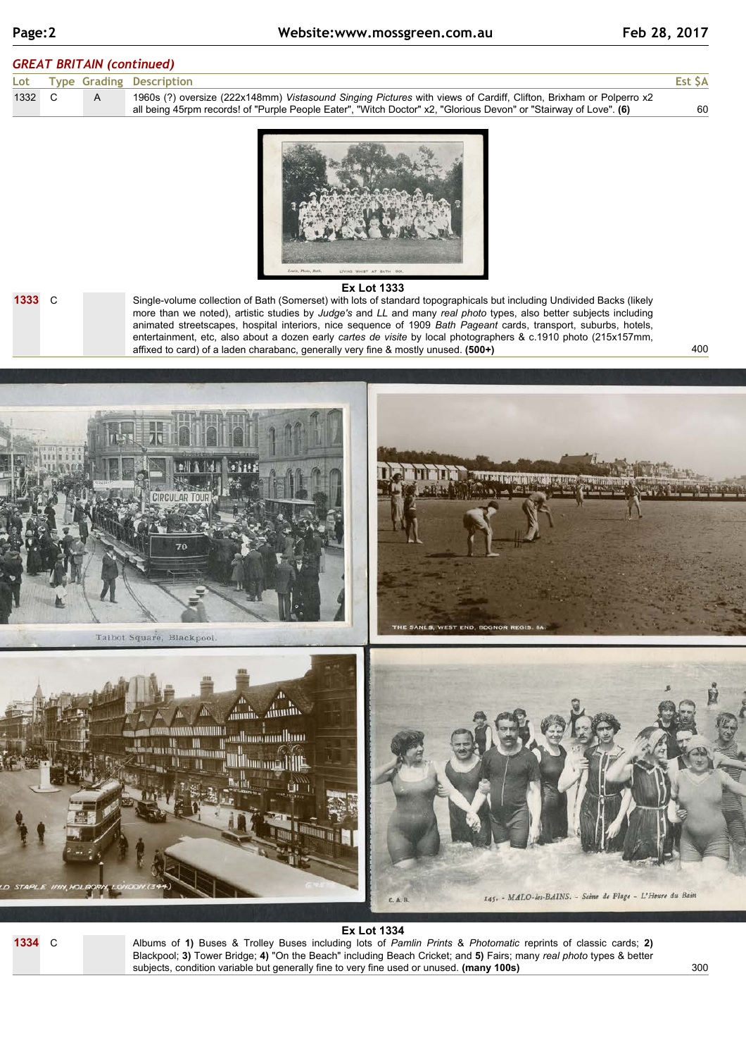## GREAT BRITAIN (continued)

| Lot | Type | Grading | Description | Est $A |
|---|---|---|---|---|
| 1332 | C | A | 1960s (?) oversize (222x148mm) *Vistasound Singing Pictures* with views of Cardiff, Clifton, Brixham or Polperro x2 all being 45rpm records! of "Purple People Eater", "Witch Doctor" x2, "Glorious Devon" or "Stairway of Love". **(6)** | 60 |

Ex Lot 1333

| Lot | Type | Grading | Description | Est $A |
|---|---|---|---|---|
| **1333** | C | | Single-volume collection of Bath (Somerset) with lots of standard topographicals but including Undivided Backs (likely more than we noted), artistic studies by *Judge's* and *LL* and many *real photo* types, also better subjects including animated streetscapes, hospital interiors, nice sequence of 1909 *Bath Pageant* cards, transport, suburbs, hotels, entertainment, etc, also about a dozen early *cartes de visite* by local photographers & c.1910 photo (215x157mm, affixed to card) of a laden charabanc, generally very fine & mostly unused. **(500+)** | 400 |

Ex Lot 1334

| Lot | Type | Grading | Description | Est $A |
|---|---|---|---|---|
| **1334** | C | | Albums of **1)** Buses & Trolley Buses including lots of *Pamlin Prints* & *Photomatic* reprints of classic cards; **2)** Blackpool; **3)** Tower Bridge; **4)** "On the Beach" including Beach Cricket; and **5)** Fairs; many *real photo* types & better subjects, condition variable but generally fine to very fine used or unused. **(many 100s)** | 300 |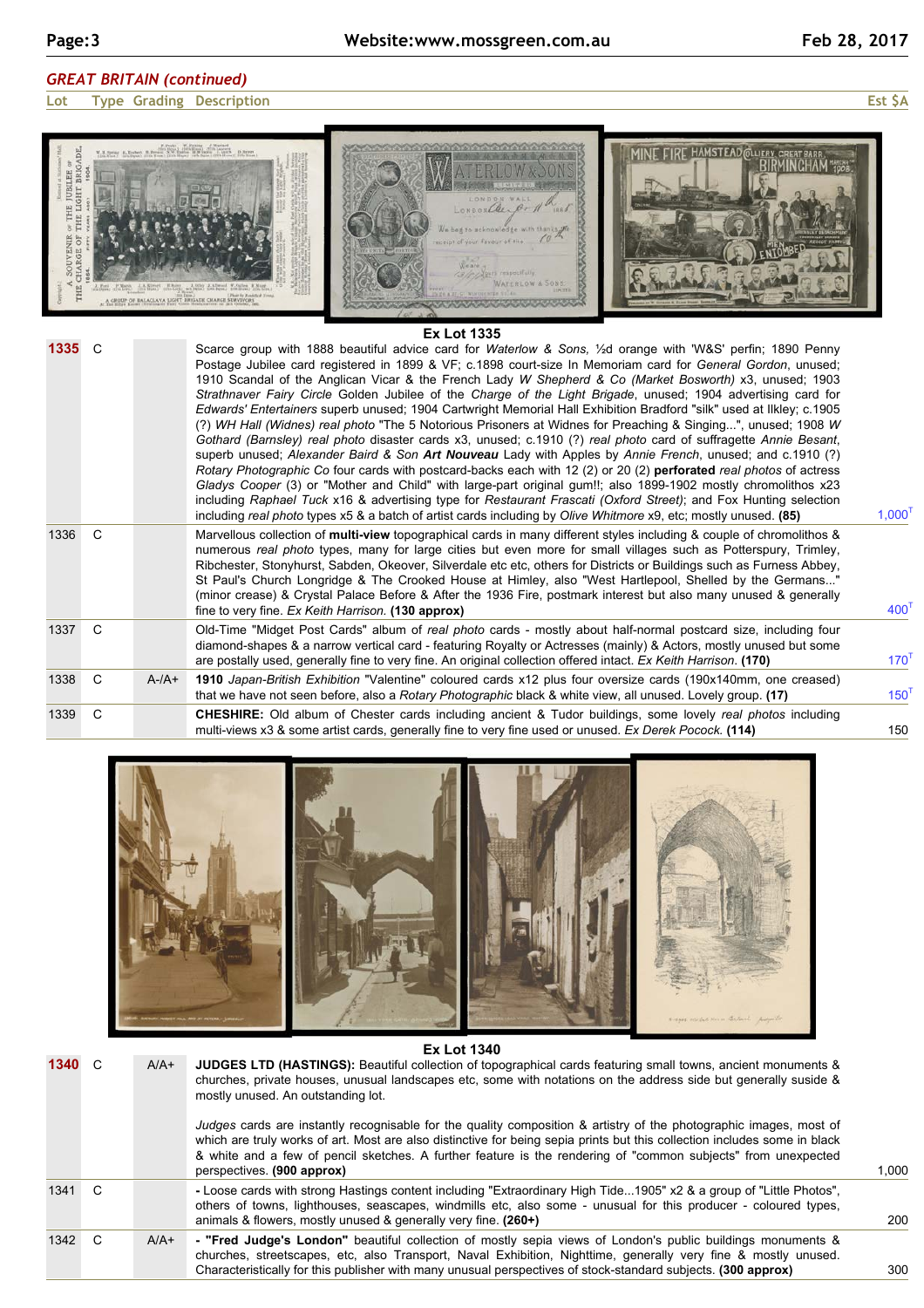## GREAT BRITAIN (continued)

| Lot | Type | Grading | Description | Est $A |
|---|---|---|---|---|
| | | | **Ex Lot 1335** | |
| **1335** | C | | Scarce group with 1888 beautiful advice card for *Waterlow & Sons*, ½d orange with 'W&S' perfin; 1890 Penny Postage Jubilee card registered in 1899 & VF; c.1898 court-size In Memoriam card for *General Gordon*, unused; 1910 Scandal of the Anglican Vicar & the French Lady *W Shepherd & Co (Market Bosworth)* x3, unused; 1903 *Strathnaver Fairy Circle* Golden Jubilee of the *Charge of the Light Brigade*, unused; 1904 advertising card for *Edwards' Entertainers* superb unused; 1904 Cartwright Memorial Hall Exhibition Bradford "silk" used at Ilkley; c.1905 (?) *WH Hall (Widnes) real photo* "The 5 Notorious Prisoners at Widnes for Preaching & Singing...", unused; 1908 *W Gothard (Barnsley) real photo* disaster cards x3, unused; c.1910 (?) *real photo* card of suffragette *Annie Besant*, superb unused; *Alexander Baird & Son* ***Art Nouveau*** Lady with Apples by *Annie French*, unused; and c.1910 (?) *Rotary Photographic Co* four cards with postcard-backs each with 12 (2) or 20 (2) **perforated** *real photos* of actress *Gladys Cooper* (3) or "Mother and Child" with large-part original gum!!; also 1899-1902 mostly chromolithos x23 including *Raphael Tuck* x16 & advertising type for *Restaurant Frascati (Oxford Street)*; and Fox Hunting selection including *real photo* types x5 & a batch of artist cards including by *Olive Whitmore* x9, etc; mostly unused. **(85)** | 1,000[T] |
| 1336 | C | | Marvellous collection of **multi-view** topographical cards in many different styles including & couple of chromolithos & numerous *real photo* types, many for large cities but even more for small villages such as Potterspury, Trimley, Ribchester, Stonyhurst, Sabden, Okeover, Silverdale etc etc, others for Districts or Buildings such as Furness Abbey, St Paul's Church Longridge & The Crooked House at Himley, also "West Hartlepool, Shelled by the Germans..." (minor crease) & Crystal Palace Before & After the 1936 Fire, postmark interest but also many unused & generally fine to very fine. *Ex Keith Harrison.* **(130 approx)** | 400[T] |
| 1337 | C | | Old-Time "Midget Post Cards" album of *real photo* cards - mostly about half-normal postcard size, including four diamond-shapes & a narrow vertical card - featuring Royalty or Actresses (mainly) & Actors, mostly unused but some are postally used, generally fine to very fine. An original collection offered intact. *Ex Keith Harrison.* **(170)** | 170[T] |
| 1338 | C | A-/A+ | **1910** *Japan-British Exhibition* "Valentine" coloured cards x12 plus four oversize cards (190x140mm, one creased) that we have not seen before, also a *Rotary Photographic* black & white view, all unused. Lovely group. **(17)** | 150[T] |
| 1339 | C | | **CHESHIRE:** Old album of Chester cards including ancient & Tudor buildings, some lovely *real photos* including multi-views x3 & some artist cards, generally fine to very fine used or unused. *Ex Derek Pocock.* **(114)** | 150 |
| | | | **Ex Lot 1340** | |
| **1340** | C | A/A+ | **JUDGES LTD (HASTINGS):** Beautiful collection of topographical cards featuring small towns, ancient monuments & churches, private houses, unusual landscapes etc, some with notations on the address side but generally suside & mostly unused. An outstanding lot.<br><br>*Judges* cards are instantly recognisable for the quality composition & artistry of the photographic images, most of which are truly works of art. Most are also distinctive for being sepia prints but this collection includes some in black & white and a few of pencil sketches. A further feature is the rendering of "common subjects" from unexpected perspectives. **(900 approx)** | 1,000 |
| 1341 | C | | **-** Loose cards with strong Hastings content including "Extraordinary High Tide...1905" x2 & a group of "Little Photos", others of towns, lighthouses, seascapes, windmills etc, also some - unusual for this producer - coloured types, animals & flowers, mostly unused & generally very fine. **(260+)** | 200 |
| 1342 | C | A/A+ | **- "Fred Judge's London"** beautiful collection of mostly sepia views of London's public buildings monuments & churches, streetscapes, etc, also Transport, Naval Exhibition, Nighttime, generally very fine & mostly unused. Characteristically for this publisher with many unusual perspectives of stock-standard subjects. **(300 approx)** | 300 |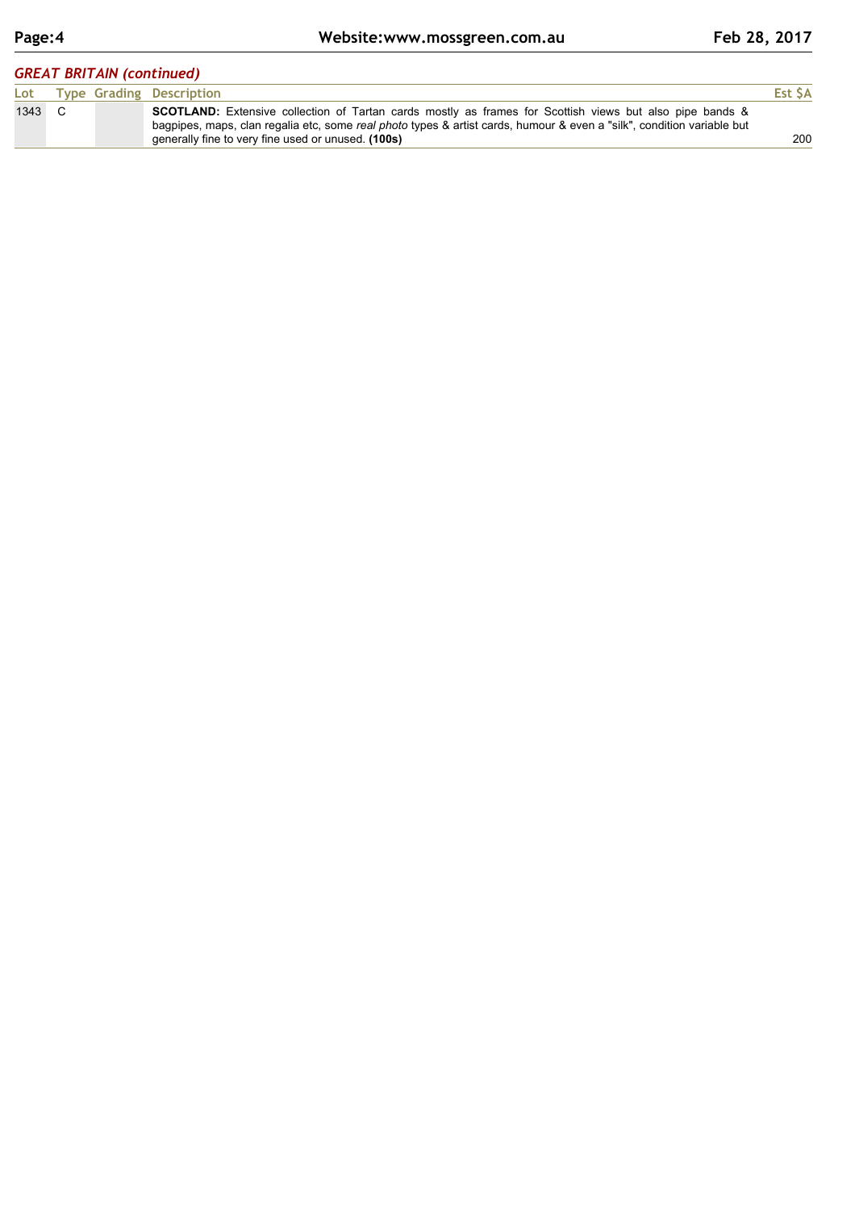## *GREAT BRITAIN (continued)*

| Lot | Type | Grading | Description | Est $A |
|---|---|---|---|---|
| 1343 | C | | **SCOTLAND:** Extensive collection of Tartan cards mostly as frames for Scottish views but also pipe bands & bagpipes, maps, clan regalia etc, some *real photo* types & artist cards, humour & even a "silk", condition variable but generally fine to very fine used or unused. **(100s)** | 200 |